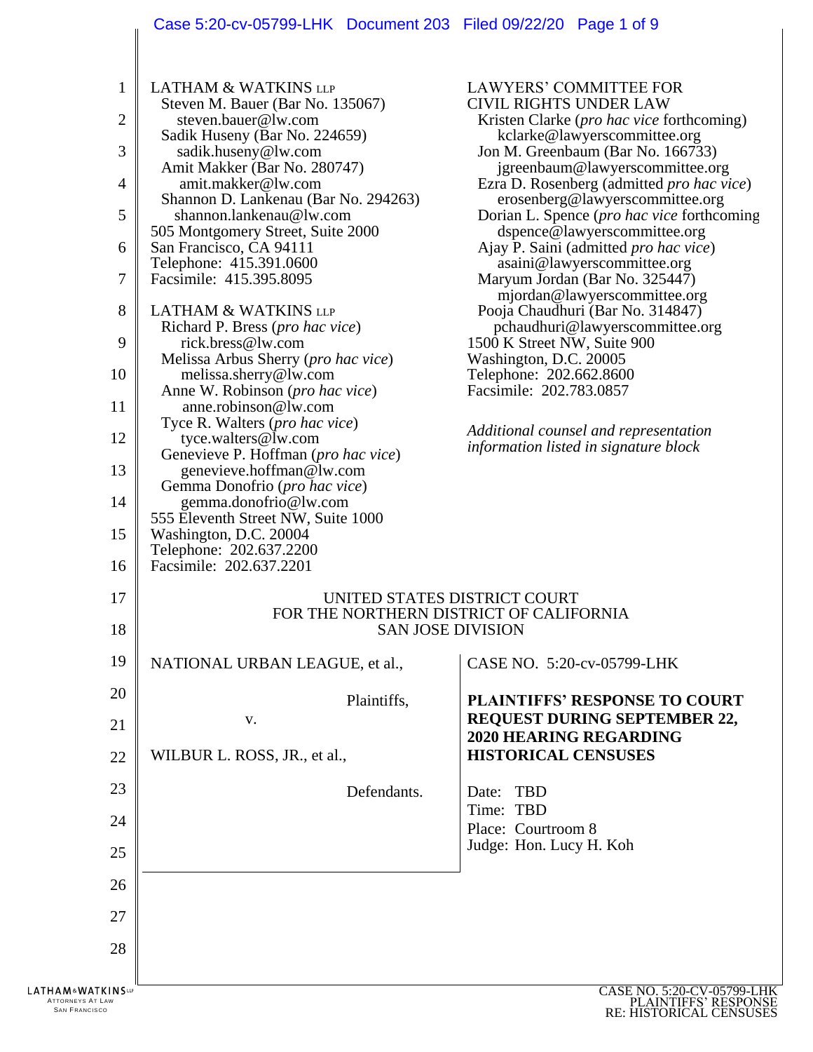LATHAM & WATKINS LLP
Steven M. Bauer (Bar No. 135067)
steven.bauer@lw.com
Sadik Huseny (Bar No. 224659)
sadik.huseny@lw.com
Amit Makker (Bar No. 280747)
amit.makker@lw.com
Shannon D. Lankenau (Bar No. 294263)
shannon.lankenau@lw.com
505 Montgomery Street, Suite 2000
San Francisco, CA 94111
Telephone: 415.391.0600
Facsimile: 415.395.8095

LATHAM & WATKINS LLP
Richard P. Bress (*pro hac vice*)
rick.bress@lw.com
Melissa Arbus Sherry (*pro hac vice*)
melissa.sherry@lw.com
Anne W. Robinson (*pro hac vice*)
anne.robinson@lw.com
Tyce R. Walters (*pro hac vice*)
tyce.walters@lw.com
Genevieve P. Hoffman (*pro hac vice*)
genevieve.hoffman@lw.com
Gemma Donofrio (*pro hac vice*)
gemma.donofrio@lw.com
555 Eleventh Street NW, Suite 1000
Washington, D.C. 20004
Telephone: 202.637.2200
Facsimile: 202.637.2201

LAWYERS' COMMITTEE FOR CIVIL RIGHTS UNDER LAW
Kristen Clarke (*pro hac vice* forthcoming)
kclarke@lawyerscommittee.org
Jon M. Greenbaum (Bar No. 166733)
jgreenbaum@lawyerscommittee.org
Ezra D. Rosenberg (admitted *pro hac vice*)
erosenberg@lawyerscommittee.org
Dorian L. Spence (*pro hac vice* forthcoming
dspence@lawyerscommittee.org
Ajay P. Saini (admitted *pro hac vice*)
asaini@lawyerscommittee.org
Maryum Jordan (Bar No. 325447)
mjordan@lawyerscommittee.org
Pooja Chaudhuri (Bar No. 314847)
pchaudhuri@lawyerscommittee.org
1500 K Street NW, Suite 900
Washington, D.C. 20005
Telephone: 202.662.8600
Facsimile: 202.783.0857

*Additional counsel and representation information listed in signature block*

UNITED STATES DISTRICT COURT
FOR THE NORTHERN DISTRICT OF CALIFORNIA
SAN JOSE DIVISION

NATIONAL URBAN LEAGUE, et al.,

Plaintiffs,

v.

WILBUR L. ROSS, JR., et al.,

Defendants.

CASE NO. 5:20-cv-05799-LHK

**PLAINTIFFS' RESPONSE TO COURT REQUEST DURING SEPTEMBER 22, 2020 HEARING REGARDING HISTORICAL CENSUSES**

Date: TBD
Time: TBD
Place: Courtroom 8
Judge: Hon. Lucy H. Koh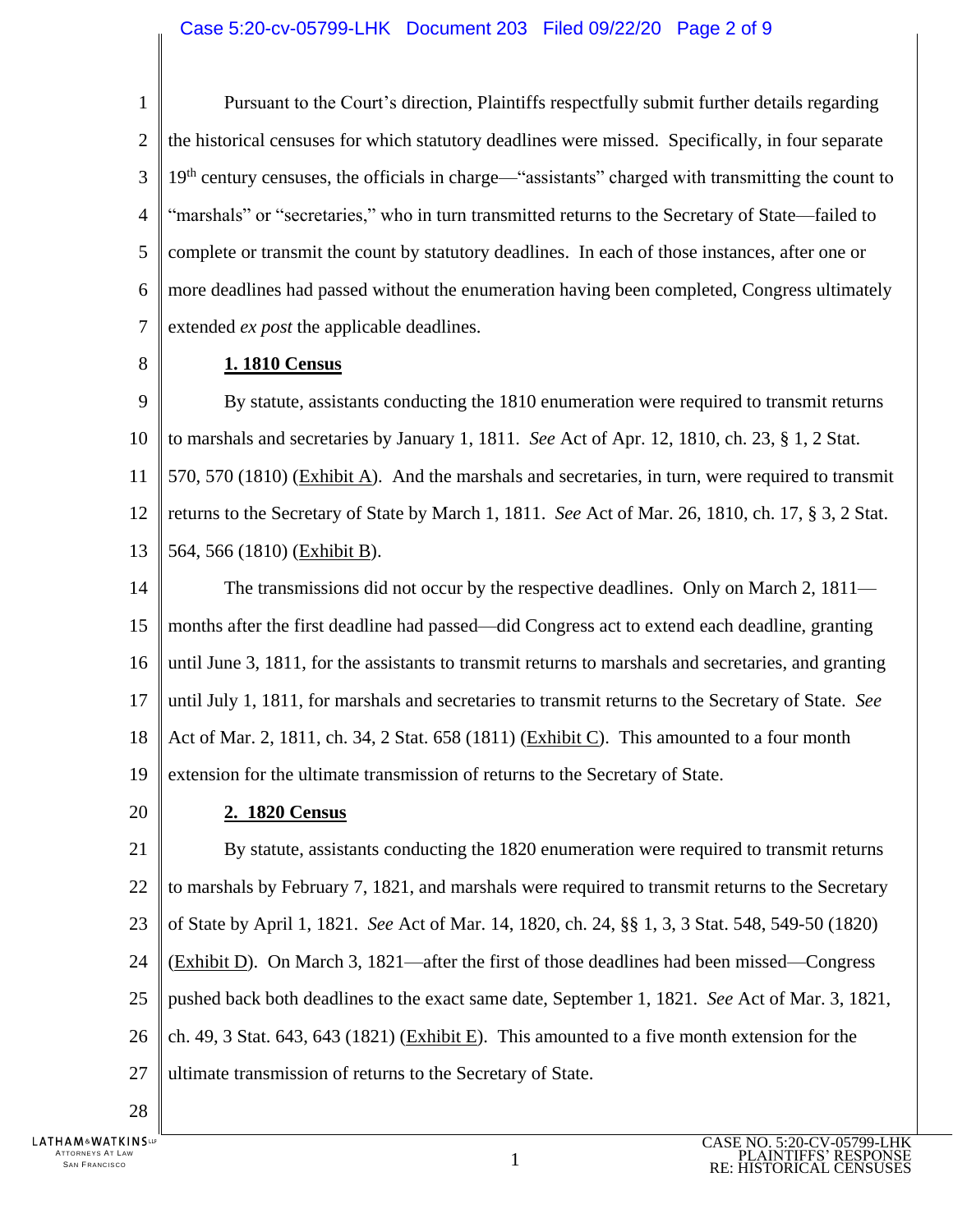Pursuant to the Court's direction, Plaintiffs respectfully submit further details regarding the historical censuses for which statutory deadlines were missed. Specifically, in four separate 19th century censuses, the officials in charge—"assistants" charged with transmitting the count to "marshals" or "secretaries," who in turn transmitted returns to the Secretary of State—failed to complete or transmit the count by statutory deadlines. In each of those instances, after one or more deadlines had passed without the enumeration having been completed, Congress ultimately extended *ex post* the applicable deadlines.

**1. 1810 Census**

By statute, assistants conducting the 1810 enumeration were required to transmit returns to marshals and secretaries by January 1, 1811. *See* Act of Apr. 12, 1810, ch. 23, § 1, 2 Stat. 570, 570 (1810) (Exhibit A). And the marshals and secretaries, in turn, were required to transmit returns to the Secretary of State by March 1, 1811. *See* Act of Mar. 26, 1810, ch. 17, § 3, 2 Stat. 564, 566 (1810) (Exhibit B).

The transmissions did not occur by the respective deadlines. Only on March 2, 1811—months after the first deadline had passed—did Congress act to extend each deadline, granting until June 3, 1811, for the assistants to transmit returns to marshals and secretaries, and granting until July 1, 1811, for marshals and secretaries to transmit returns to the Secretary of State. *See* Act of Mar. 2, 1811, ch. 34, 2 Stat. 658 (1811) (Exhibit C). This amounted to a four month extension for the ultimate transmission of returns to the Secretary of State.

**2. 1820 Census**

By statute, assistants conducting the 1820 enumeration were required to transmit returns to marshals by February 7, 1821, and marshals were required to transmit returns to the Secretary of State by April 1, 1821. *See* Act of Mar. 14, 1820, ch. 24, §§ 1, 3, 3 Stat. 548, 549-50 (1820) (Exhibit D). On March 3, 1821—after the first of those deadlines had been missed—Congress pushed back both deadlines to the exact same date, September 1, 1821. *See* Act of Mar. 3, 1821, ch. 49, 3 Stat. 643, 643 (1821) (Exhibit E). This amounted to a five month extension for the ultimate transmission of returns to the Secretary of State.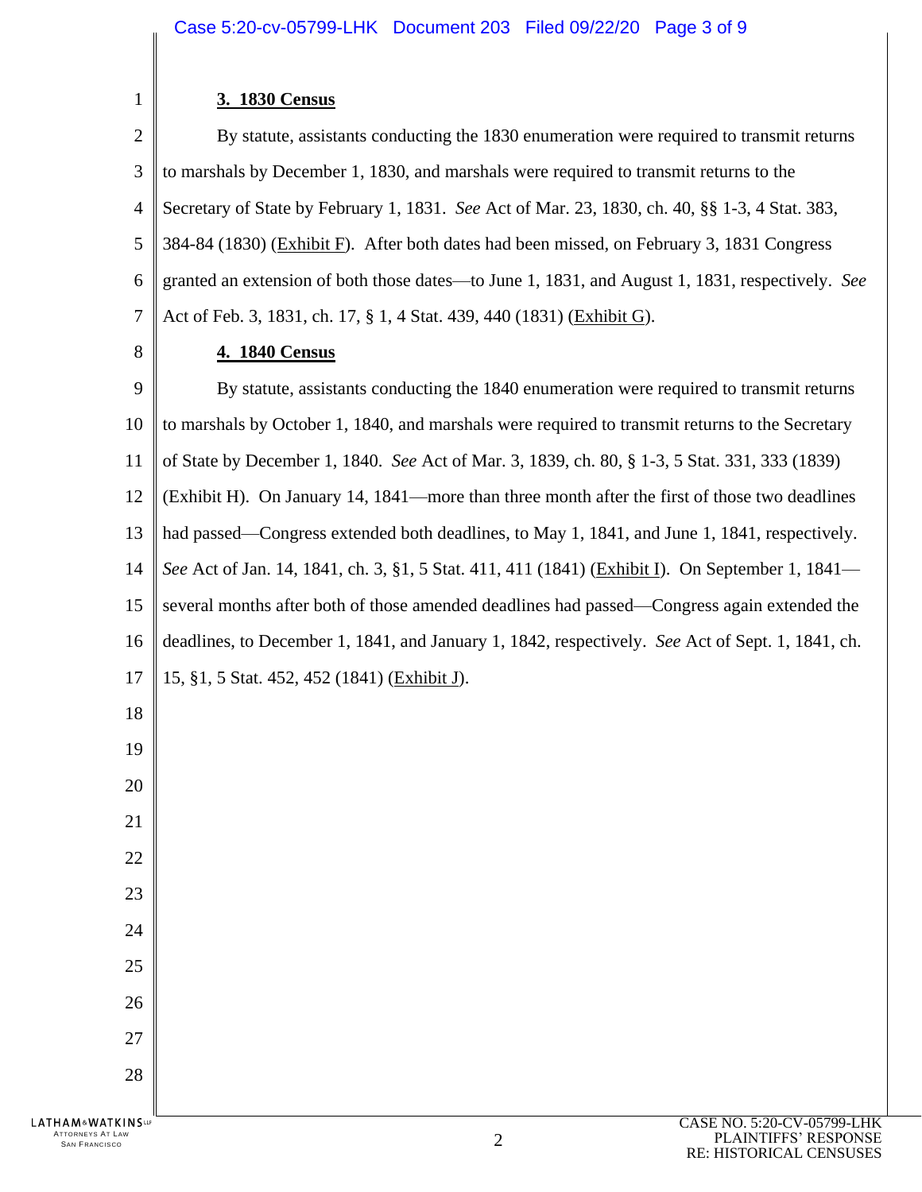### 3. 1830 Census

By statute, assistants conducting the 1830 enumeration were required to transmit returns to marshals by December 1, 1830, and marshals were required to transmit returns to the Secretary of State by February 1, 1831. *See* Act of Mar. 23, 1830, ch. 40, §§ 1-3, 4 Stat. 383, 384-84 (1830) (Exhibit F). After both dates had been missed, on February 3, 1831 Congress granted an extension of both those dates—to June 1, 1831, and August 1, 1831, respectively. *See* Act of Feb. 3, 1831, ch. 17, § 1, 4 Stat. 439, 440 (1831) (Exhibit G).

### 4. 1840 Census

By statute, assistants conducting the 1840 enumeration were required to transmit returns to marshals by October 1, 1840, and marshals were required to transmit returns to the Secretary of State by December 1, 1840. *See* Act of Mar. 3, 1839, ch. 80, § 1-3, 5 Stat. 331, 333 (1839) (Exhibit H). On January 14, 1841—more than three month after the first of those two deadlines had passed—Congress extended both deadlines, to May 1, 1841, and June 1, 1841, respectively. *See* Act of Jan. 14, 1841, ch. 3, §1, 5 Stat. 411, 411 (1841) (Exhibit I). On September 1, 1841—several months after both of those amended deadlines had passed—Congress again extended the deadlines, to December 1, 1841, and January 1, 1842, respectively. *See* Act of Sept. 1, 1841, ch. 15, §1, 5 Stat. 452, 452 (1841) (Exhibit J).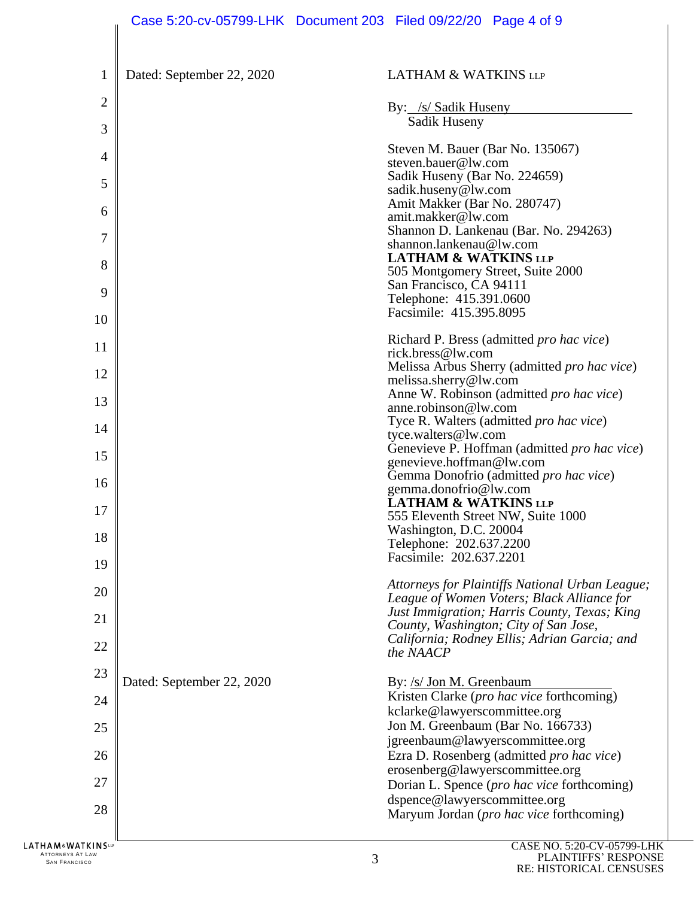Dated: September 22, 2020

LATHAM & WATKINS LLP

By: /s/ Sadik Huseny
Sadik Huseny

Steven M. Bauer (Bar No. 135067)
steven.bauer@lw.com
Sadik Huseny (Bar No. 224659)
sadik.huseny@lw.com
Amit Makker (Bar No. 280747)
amit.makker@lw.com
Shannon D. Lankenau (Bar. No. 294263)
shannon.lankenau@lw.com
**LATHAM & WATKINS LLP**
505 Montgomery Street, Suite 2000
San Francisco, CA 94111
Telephone: 415.391.0600
Facsimile: 415.395.8095

Richard P. Bress (admitted *pro hac vice*)
rick.bress@lw.com
Melissa Arbus Sherry (admitted *pro hac vice*)
melissa.sherry@lw.com
Anne W. Robinson (admitted *pro hac vice*)
anne.robinson@lw.com
Tyce R. Walters (admitted *pro hac vice*)
tyce.walters@lw.com
Genevieve P. Hoffman (admitted *pro hac vice*)
genevieve.hoffman@lw.com
Gemma Donofrio (admitted *pro hac vice*)
gemma.donofrio@lw.com
**LATHAM & WATKINS LLP**
555 Eleventh Street NW, Suite 1000
Washington, D.C. 20004
Telephone: 202.637.2200
Facsimile: 202.637.2201

*Attorneys for Plaintiffs National Urban League; League of Women Voters; Black Alliance for Just Immigration; Harris County, Texas; King County, Washington; City of San Jose, California; Rodney Ellis; Adrian Garcia; and the NAACP*

Dated: September 22, 2020

By: /s/ Jon M. Greenbaum
Kristen Clarke (*pro hac vice* forthcoming)
kclarke@lawyerscommittee.org
Jon M. Greenbaum (Bar No. 166733)
jgreenbaum@lawyerscommittee.org
Ezra D. Rosenberg (admitted *pro hac vice*)
erosenberg@lawyerscommittee.org
Dorian L. Spence (*pro hac vice* forthcoming)
dspence@lawyerscommittee.org
Maryum Jordan (*pro hac vice* forthcoming)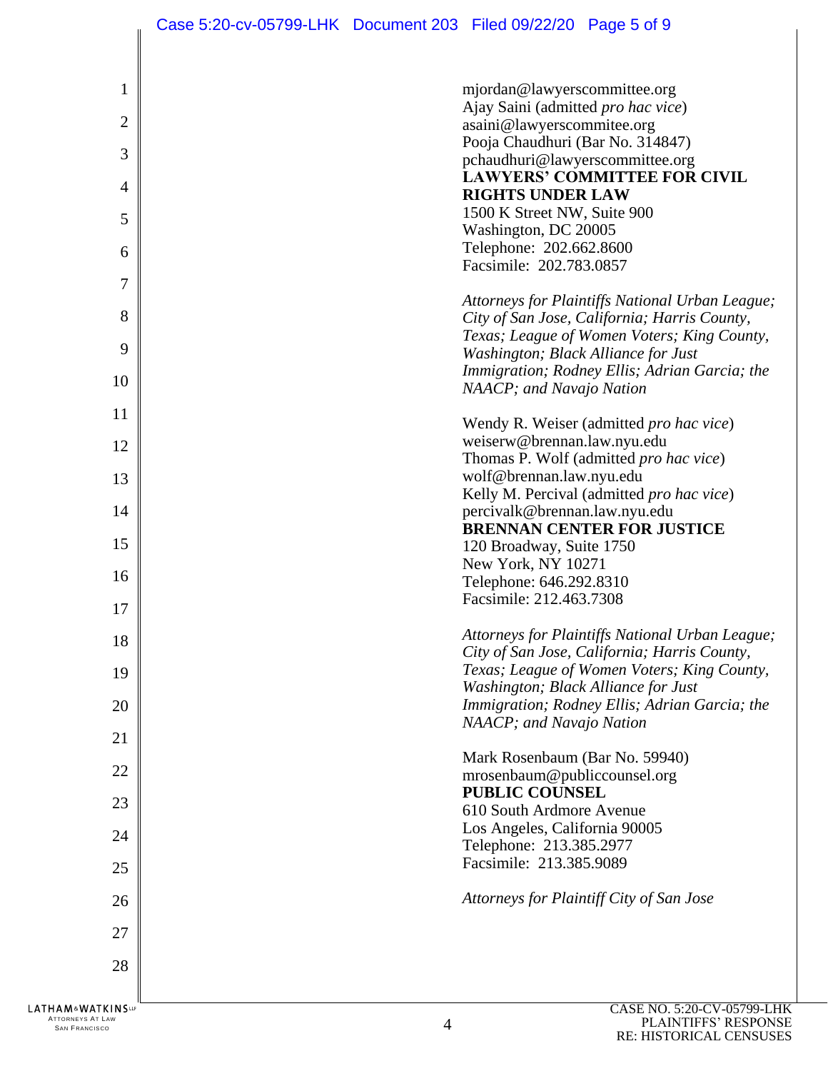mjordan@lawyerscommittee.org
Ajay Saini (admitted *pro hac vice*)
asaini@lawyerscommitee.org
Pooja Chaudhuri (Bar No. 314847)
pchaudhuri@lawyerscommittee.org
**LAWYERS' COMMITTEE FOR CIVIL RIGHTS UNDER LAW**
1500 K Street NW, Suite 900
Washington, DC 20005
Telephone: 202.662.8600
Facsimile: 202.783.0857

*Attorneys for Plaintiffs National Urban League; City of San Jose, California; Harris County, Texas; League of Women Voters; King County, Washington; Black Alliance for Just Immigration; Rodney Ellis; Adrian Garcia; the NAACP; and Navajo Nation*

Wendy R. Weiser (admitted *pro hac vice*)
weiserw@brennan.law.nyu.edu
Thomas P. Wolf (admitted *pro hac vice*)
wolf@brennan.law.nyu.edu
Kelly M. Percival (admitted *pro hac vice*)
percivalk@brennan.law.nyu.edu
**BRENNAN CENTER FOR JUSTICE**
120 Broadway, Suite 1750
New York, NY 10271
Telephone: 646.292.8310
Facsimile: 212.463.7308

*Attorneys for Plaintiffs National Urban League; City of San Jose, California; Harris County, Texas; League of Women Voters; King County, Washington; Black Alliance for Just Immigration; Rodney Ellis; Adrian Garcia; the NAACP; and Navajo Nation*

Mark Rosenbaum (Bar No. 59940)
mrosenbaum@publiccounsel.org
**PUBLIC COUNSEL**
610 South Ardmore Avenue
Los Angeles, California 90005
Telephone: 213.385.2977
Facsimile: 213.385.9089

*Attorneys for Plaintiff City of San Jose*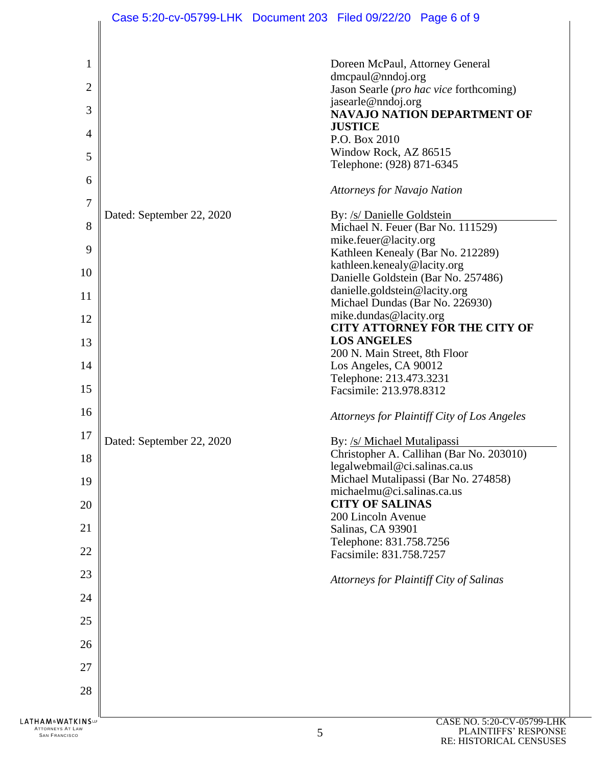Doreen McPaul, Attorney General
dmcpaul@nndoj.org
Jason Searle (*pro hac vice* forthcoming)
jasearle@nndoj.org
**NAVAJO NATION DEPARTMENT OF JUSTICE**
P.O. Box 2010
Window Rock, AZ 86515
Telephone: (928) 871-6345

*Attorneys for Navajo Nation*

Dated: September 22, 2020

By: /s/ Danielle Goldstein
Michael N. Feuer (Bar No. 111529)
mike.feuer@lacity.org
Kathleen Kenealy (Bar No. 212289)
kathleen.kenealy@lacity.org
Danielle Goldstein (Bar No. 257486)
danielle.goldstein@lacity.org
Michael Dundas (Bar No. 226930)
mike.dundas@lacity.org
**CITY ATTORNEY FOR THE CITY OF LOS ANGELES**
200 N. Main Street, 8th Floor
Los Angeles, CA 90012
Telephone: 213.473.3231
Facsimile: 213.978.8312

*Attorneys for Plaintiff City of Los Angeles*

Dated: September 22, 2020

By: /s/ Michael Mutalipassi
Christopher A. Callihan (Bar No. 203010)
legalwebmail@ci.salinas.ca.us
Michael Mutalipassi (Bar No. 274858)
michaelmu@ci.salinas.ca.us
**CITY OF SALINAS**
200 Lincoln Avenue
Salinas, CA 93901
Telephone: 831.758.7256
Facsimile: 831.758.7257

*Attorneys for Plaintiff City of Salinas*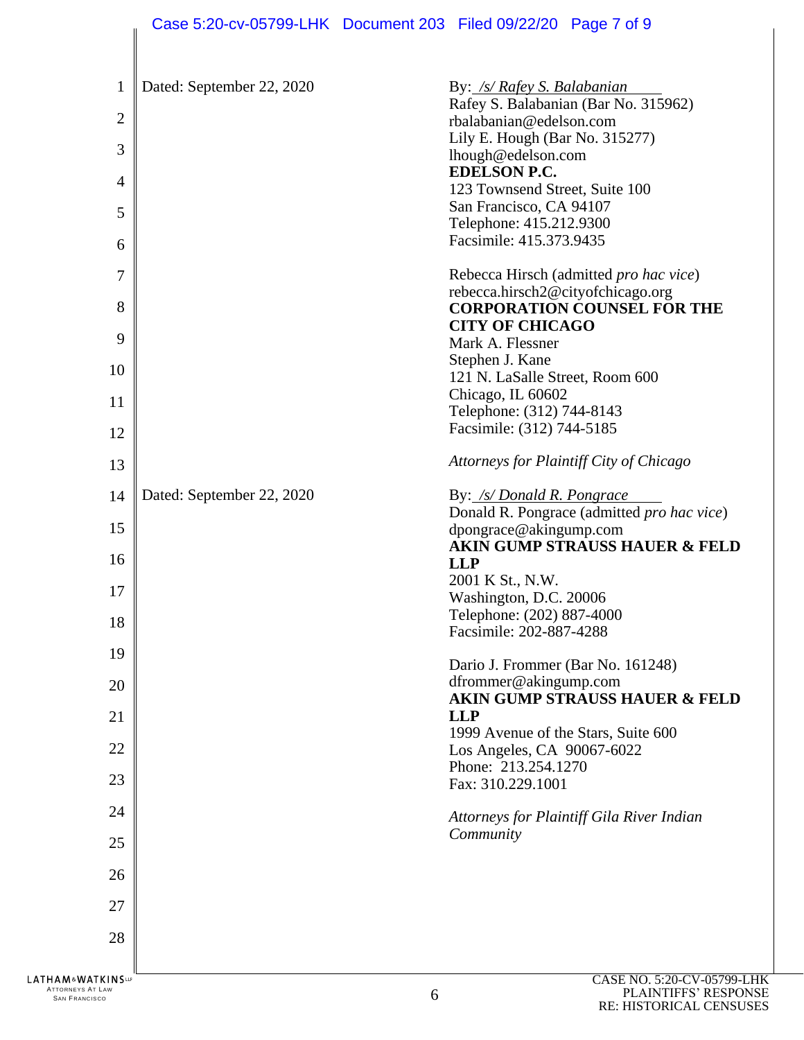Dated: September 22, 2020

By: _/s/ Rafey S. Balabanian_
Rafey S. Balabanian (Bar No. 315962)
rbalabanian@edelson.com
Lily E. Hough (Bar No. 315277)
lhough@edelson.com
**EDELSON P.C.**
123 Townsend Street, Suite 100
San Francisco, CA 94107
Telephone: 415.212.9300
Facsimile: 415.373.9435

Rebecca Hirsch (admitted *pro hac vice*)
rebecca.hirsch2@cityofchicago.org
**CORPORATION COUNSEL FOR THE CITY OF CHICAGO**
Mark A. Flessner
Stephen J. Kane
121 N. LaSalle Street, Room 600
Chicago, IL 60602
Telephone: (312) 744-8143
Facsimile: (312) 744-5185

*Attorneys for Plaintiff City of Chicago*

Dated: September 22, 2020

By: _/s/ Donald R. Pongrace_
Donald R. Pongrace (admitted *pro hac vice*)
dpongrace@akingump.com
**AKIN GUMP STRAUSS HAUER & FELD LLP**
2001 K St., N.W.
Washington, D.C. 20006
Telephone: (202) 887-4000
Facsimile: 202-887-4288

Dario J. Frommer (Bar No. 161248)
dfrommer@akingump.com
**AKIN GUMP STRAUSS HAUER & FELD LLP**
1999 Avenue of the Stars, Suite 600
Los Angeles, CA 90067-6022
Phone: 213.254.1270
Fax: 310.229.1001

*Attorneys for Plaintiff Gila River Indian Community*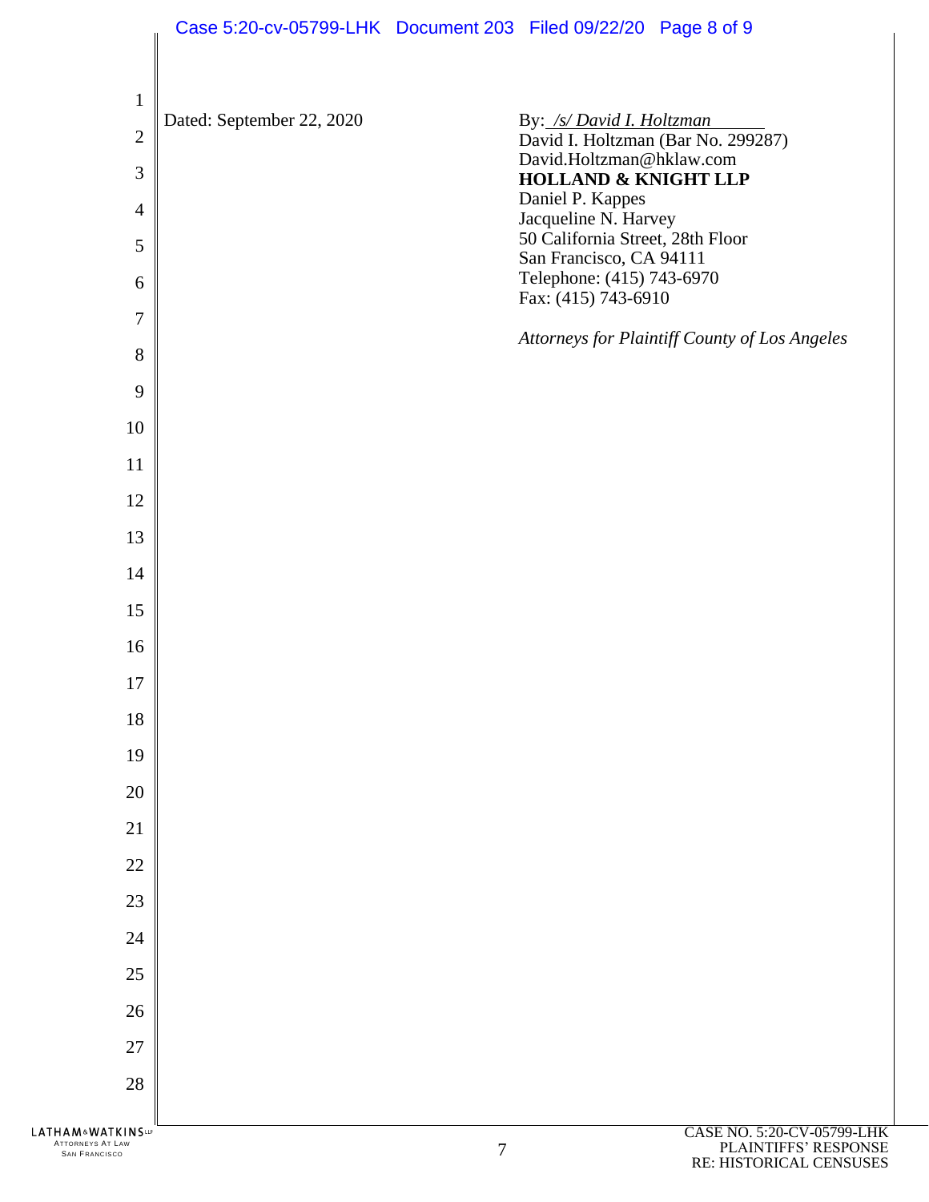Dated: September 22, 2020

By: */s/ David I. Holtzman*
David I. Holtzman (Bar No. 299287)
David.Holtzman@hklaw.com
**HOLLAND & KNIGHT LLP**
Daniel P. Kappes
Jacqueline N. Harvey
50 California Street, 28th Floor
San Francisco, CA 94111
Telephone: (415) 743-6970
Fax: (415) 743-6910

*Attorneys for Plaintiff County of Los Angeles*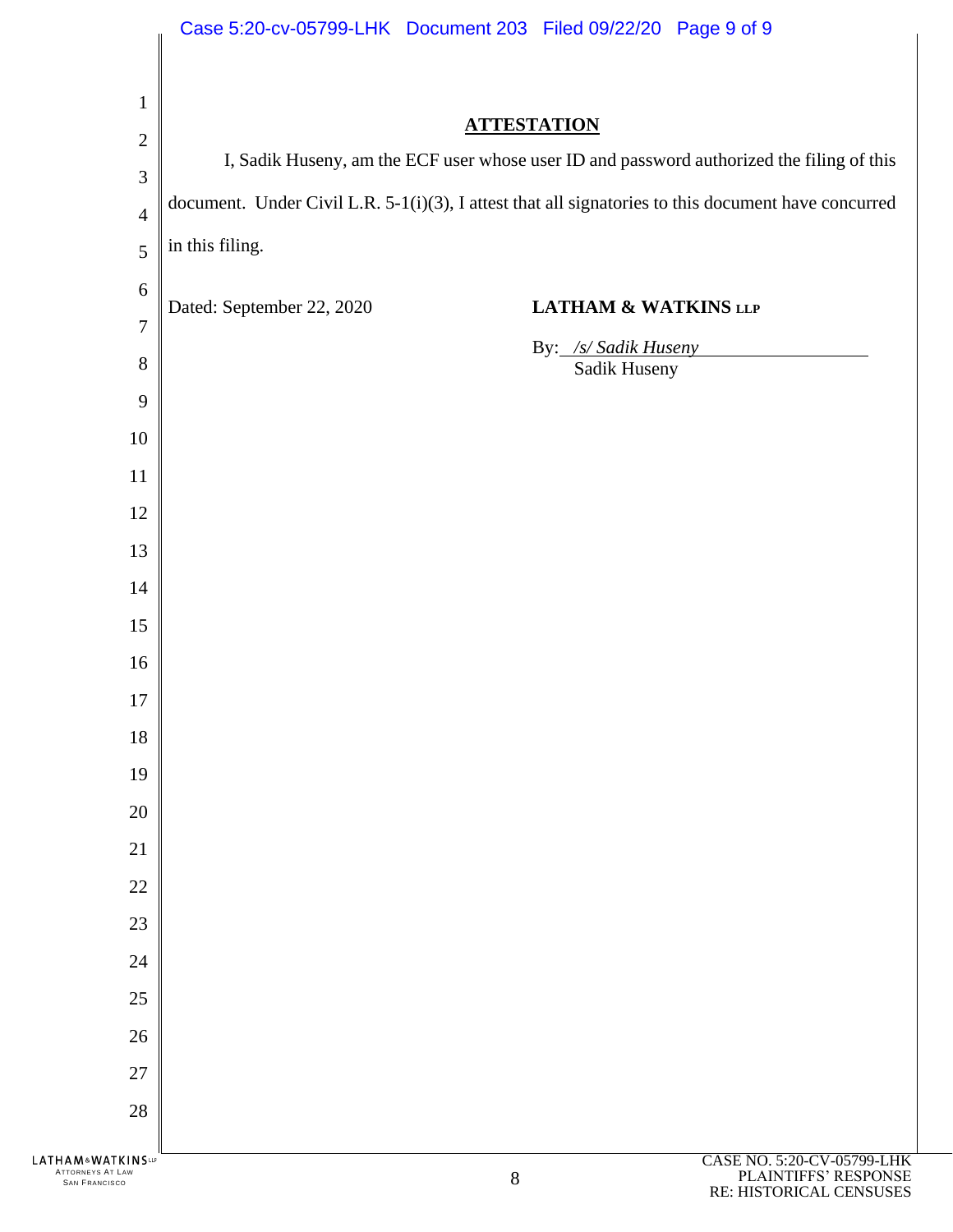## ATTESTATION

I, Sadik Huseny, am the ECF user whose user ID and password authorized the filing of this document. Under Civil L.R. 5-1(i)(3), I attest that all signatories to this document have concurred in this filing.

Dated: September 22, 2020

**LATHAM & WATKINS LLP**

By: */s/ Sadik Huseny*
Sadik Huseny